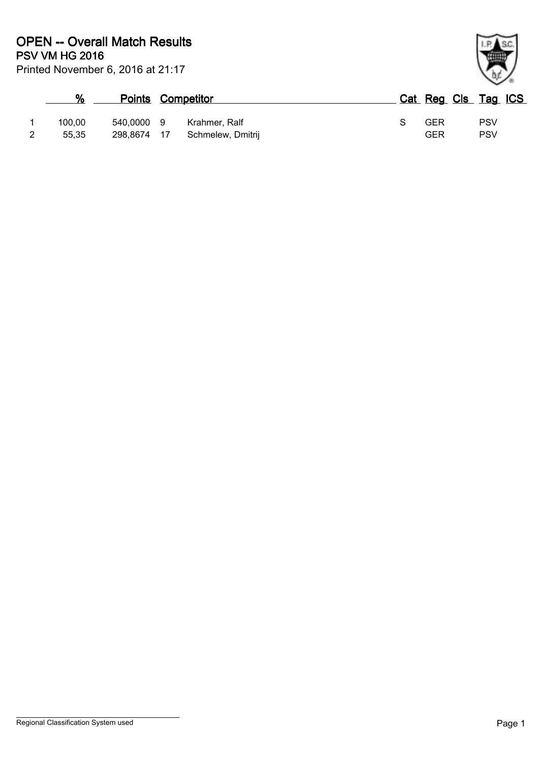# OPEN -- Overall Match Results

## PSV VM HG 2016

Printed November 6, 2016 at 21:17

| | % | Points | | Competitor | Cat | Reg | Cls | Tag | ICS |
|---|---|---|---|---|---|---|---|---|---|
| 1 | 100,00 | 540,0000 | 9 | Krahmer, Ralf | S | GER | | PSV | |
| 2 | 55,35 | 298,8674 | 17 | Schmelew, Dmitrij | | GER | | PSV | |

Regional Classification System used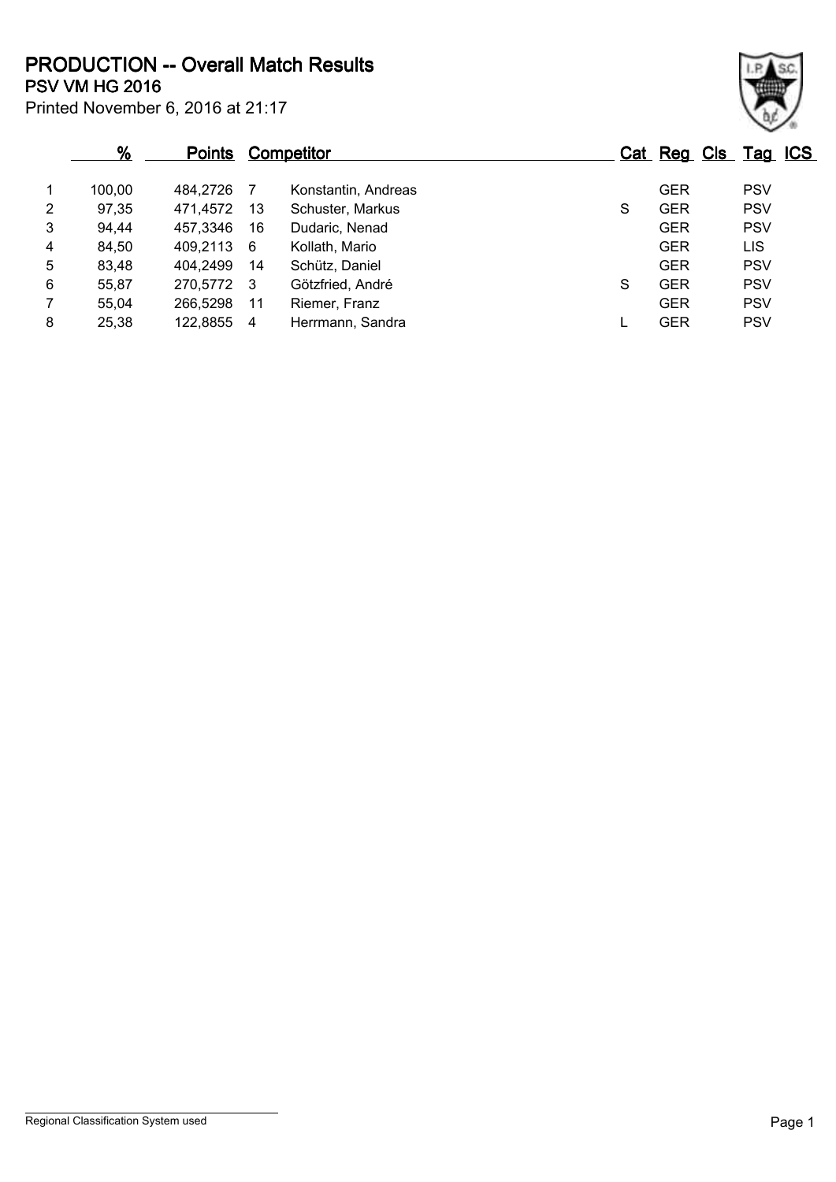# PRODUCTION -- Overall Match Results

## PSV VM HG 2016

Printed November 6, 2016 at 21:17

| | % | Points | | Competitor | Cat | Reg | Cls | Tag | ICS |
|---|---|---|---|---|---|---|---|---|---|
| 1 | 100,00 | 484,2726 | 7 | Konstantin, Andreas | | GER | | PSV | |
| 2 | 97,35 | 471,4572 | 13 | Schuster, Markus | S | GER | | PSV | |
| 3 | 94,44 | 457,3346 | 16 | Dudaric, Nenad | | GER | | PSV | |
| 4 | 84,50 | 409,2113 | 6 | Kollath, Mario | | GER | | LIS | |
| 5 | 83,48 | 404,2499 | 14 | Schütz, Daniel | | GER | | PSV | |
| 6 | 55,87 | 270,5772 | 3 | Götzfried, André | S | GER | | PSV | |
| 7 | 55,04 | 266,5298 | 11 | Riemer, Franz | | GER | | PSV | |
| 8 | 25,38 | 122,8855 | 4 | Herrmann, Sandra | L | GER | | PSV | |

Regional Classification System used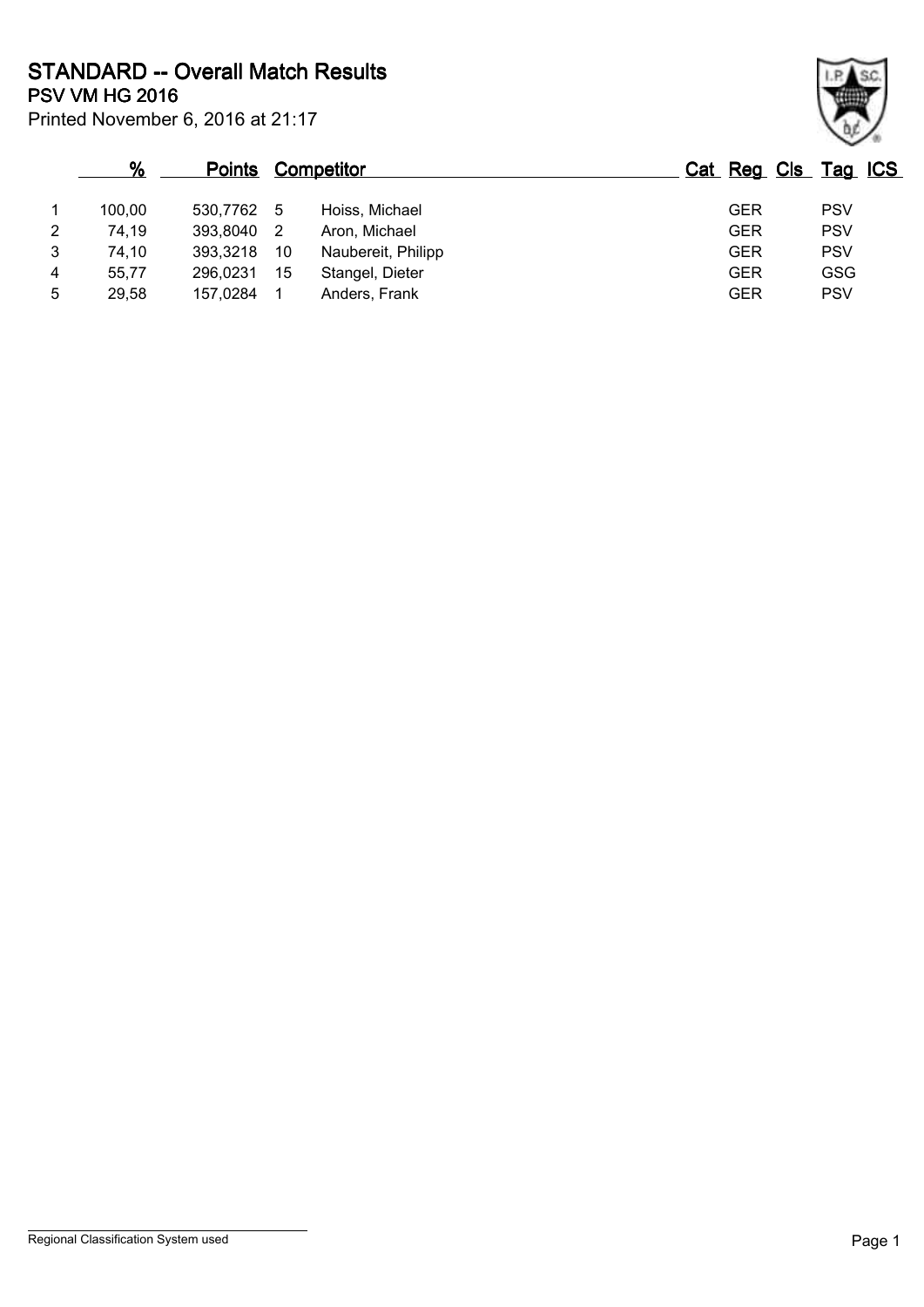# STANDARD -- Overall Match Results

## PSV VM HG 2016

Printed November 6, 2016 at 21:17

| | % | Points | Competitor | | Cat | Reg | Cls | Tag | ICS |
|---|---|---|---|---|---|---|---|---|---|
| 1 | 100,00 | 530,7762 | 5 | Hoiss, Michael | | GER | | PSV | |
| 2 | 74,19 | 393,8040 | 2 | Aron, Michael | | GER | | PSV | |
| 3 | 74,10 | 393,3218 | 10 | Naubereit, Philipp | | GER | | PSV | |
| 4 | 55,77 | 296,0231 | 15 | Stangel, Dieter | | GER | | GSG | |
| 5 | 29,58 | 157,0284 | 1 | Anders, Frank | | GER | | PSV | |

Regional Classification System used